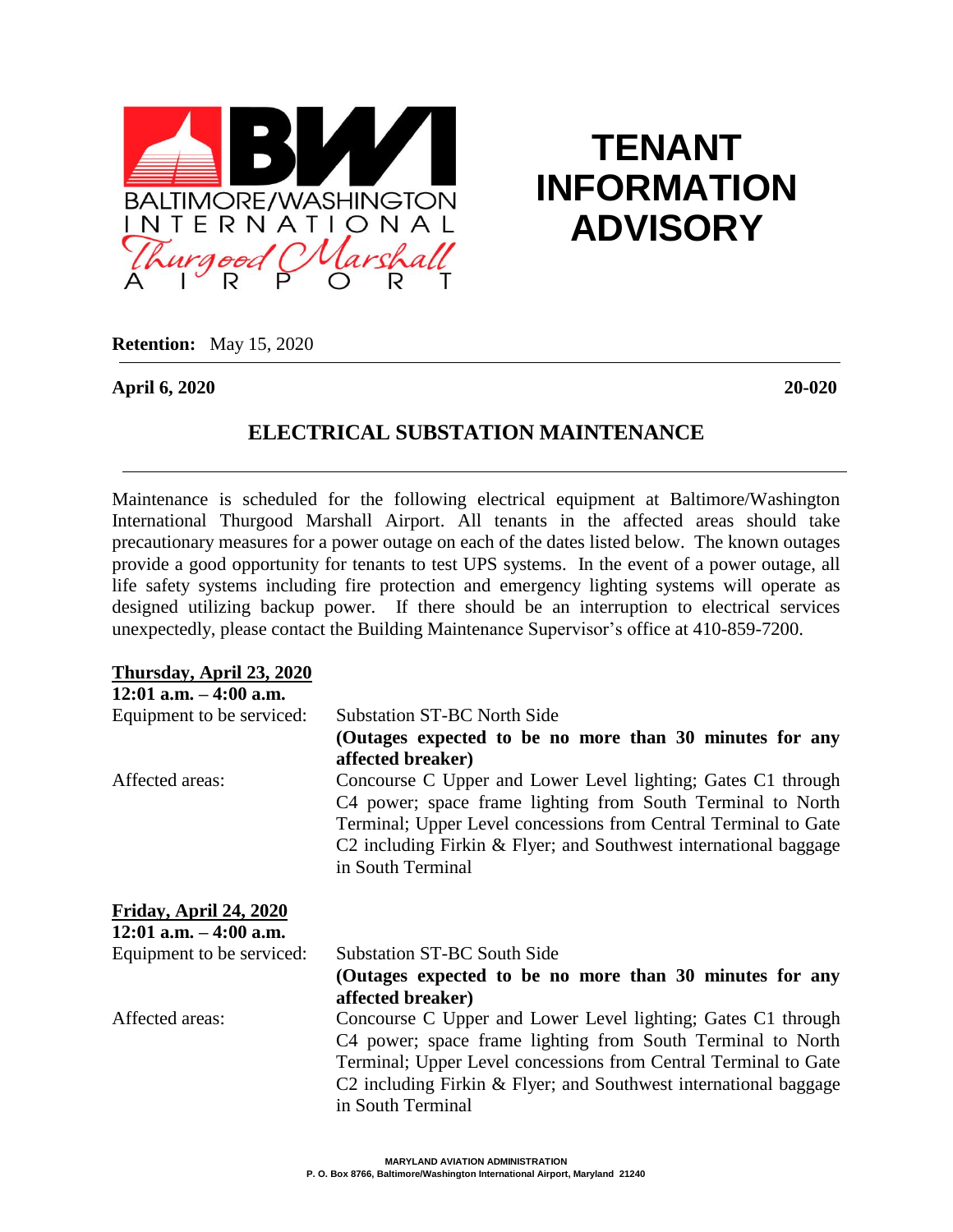# TENANT INFORMATION ADVISORY

**Retention:** May 15, 2020

**April 6, 2020** **20-020**

## ELECTRICAL SUBSTATION MAINTENANCE

Maintenance is scheduled for the following electrical equipment at Baltimore/Washington International Thurgood Marshall Airport. All tenants in the affected areas should take precautionary measures for a power outage on each of the dates listed below. The known outages provide a good opportunity for tenants to test UPS systems. In the event of a power outage, all life safety systems including fire protection and emergency lighting systems will operate as designed utilizing backup power. If there should be an interruption to electrical services unexpectedly, please contact the Building Maintenance Supervisor's office at 410-859-7200.

**Thursday, April 23, 2020**
**12:01 a.m. – 4:00 a.m.**

Equipment to be serviced: Substation ST-BC North Side
**(Outages expected to be no more than 30 minutes for any affected breaker)**

Affected areas: Concourse C Upper and Lower Level lighting; Gates C1 through C4 power; space frame lighting from South Terminal to North Terminal; Upper Level concessions from Central Terminal to Gate C2 including Firkin & Flyer; and Southwest international baggage in South Terminal

**Friday, April 24, 2020**
**12:01 a.m. – 4:00 a.m.**

Equipment to be serviced: Substation ST-BC South Side
**(Outages expected to be no more than 30 minutes for any affected breaker)**

Affected areas: Concourse C Upper and Lower Level lighting; Gates C1 through C4 power; space frame lighting from South Terminal to North Terminal; Upper Level concessions from Central Terminal to Gate C2 including Firkin & Flyer; and Southwest international baggage in South Terminal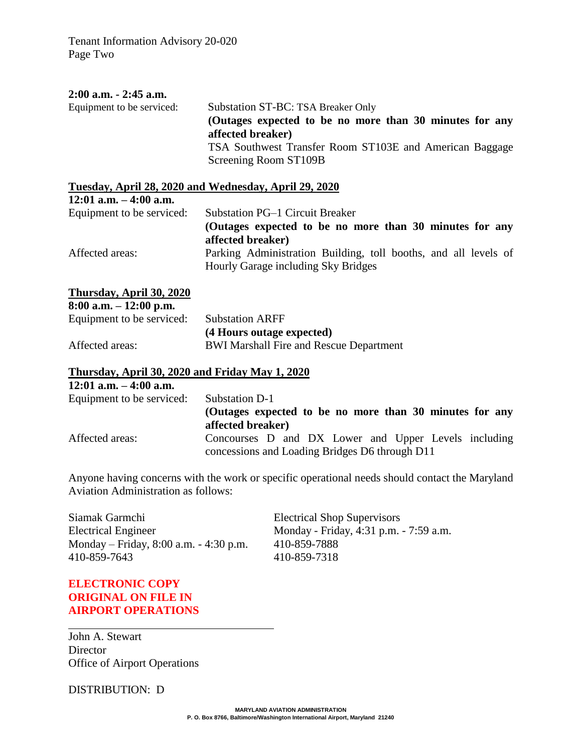**2:00 a.m. - 2:45 a.m.**

Equipment to be serviced: Substation ST-BC: TSA Breaker Only
**(Outages expected to be no more than 30 minutes for any affected breaker)**
TSA Southwest Transfer Room ST103E and American Baggage Screening Room ST109B

**Tuesday, April 28, 2020 and Wednesday, April 29, 2020**

**12:01 a.m. – 4:00 a.m.**

Equipment to be serviced: Substation PG–1 Circuit Breaker
**(Outages expected to be no more than 30 minutes for any affected breaker)**

Affected areas: Parking Administration Building, toll booths, and all levels of Hourly Garage including Sky Bridges

**Thursday, April 30, 2020**

**8:00 a.m. – 12:00 p.m.**

Equipment to be serviced: Substation ARFF
**(4 Hours outage expected)**

Affected areas: BWI Marshall Fire and Rescue Department

**Thursday, April 30, 2020 and Friday May 1, 2020**

**12:01 a.m. – 4:00 a.m.**

Equipment to be serviced: Substation D-1
**(Outages expected to be no more than 30 minutes for any affected breaker)**

Affected areas: Concourses D and DX Lower and Upper Levels including concessions and Loading Bridges D6 through D11

Anyone having concerns with the work or specific operational needs should contact the Maryland Aviation Administration as follows:

Siamak Garmchi
Electrical Engineer
Monday – Friday, 8:00 a.m. - 4:30 p.m.
410-859-7643

Electrical Shop Supervisors
Monday - Friday, 4:31 p.m. - 7:59 a.m.
410-859-7888
410-859-7318

**ELECTRONIC COPY**
**ORIGINAL ON FILE IN**
**AIRPORT OPERATIONS**

John A. Stewart
Director
Office of Airport Operations

DISTRIBUTION: D

**MARYLAND AVIATION ADMINISTRATION**
**P. O. Box 8766, Baltimore/Washington International Airport, Maryland 21240**